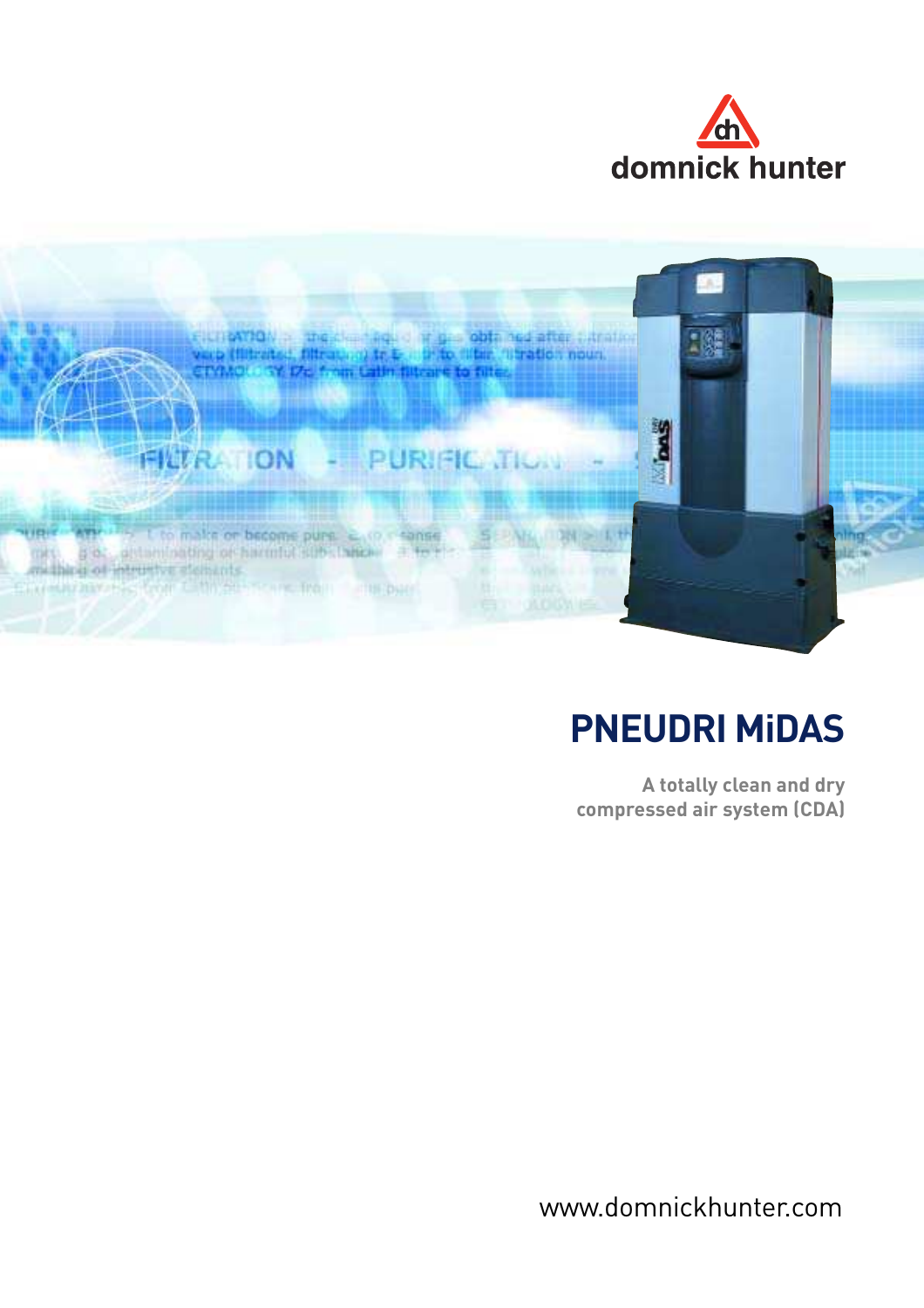domnick hunter

# PNEUDRI MiDAS

**A totally clean and dry compressed air system (CDA)**

www.domnickhunter.com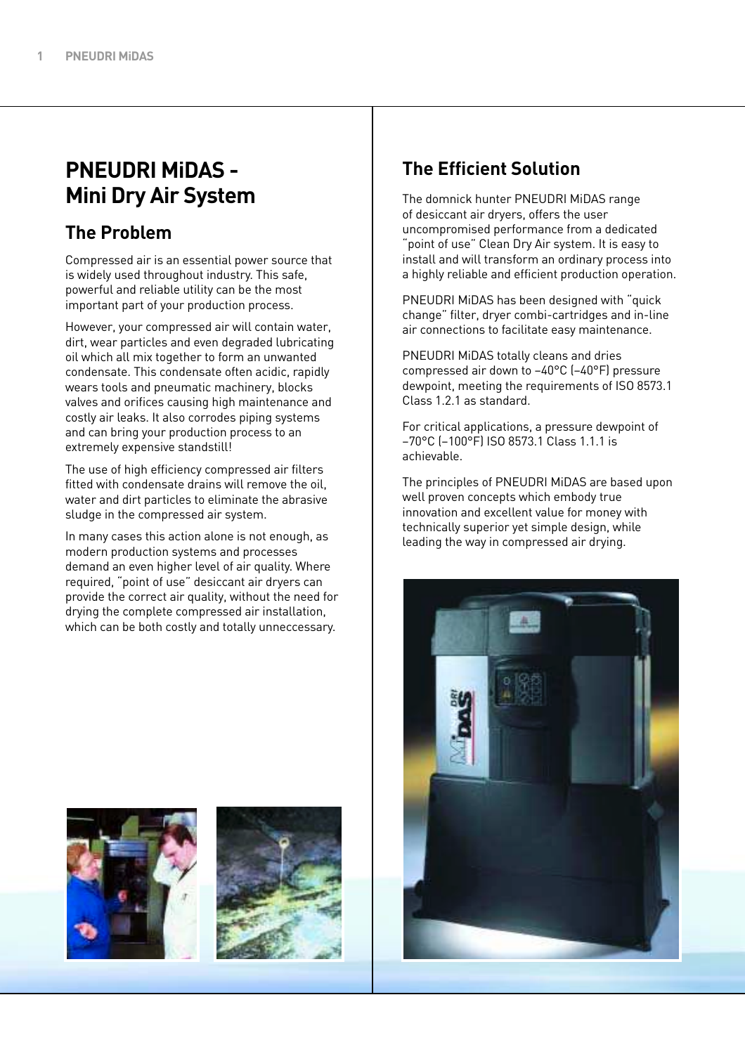# PNEUDRI MiDAS - Mini Dry Air System

## The Problem

Compressed air is an essential power source that is widely used throughout industry. This safe, powerful and reliable utility can be the most important part of your production process.

However, your compressed air will contain water, dirt, wear particles and even degraded lubricating oil which all mix together to form an unwanted condensate. This condensate often acidic, rapidly wears tools and pneumatic machinery, blocks valves and orifices causing high maintenance and costly air leaks. It also corrodes piping systems and can bring your production process to an extremely expensive standstill!

The use of high efficiency compressed air filters fitted with condensate drains will remove the oil, water and dirt particles to eliminate the abrasive sludge in the compressed air system.

In many cases this action alone is not enough, as modern production systems and processes demand an even higher level of air quality. Where required, "point of use" desiccant air dryers can provide the correct air quality, without the need for drying the complete compressed air installation, which can be both costly and totally unneccessary.

## The Efficient Solution

The domnick hunter PNEUDRI MiDAS range of desiccant air dryers, offers the user uncompromised performance from a dedicated "point of use" Clean Dry Air system. It is easy to install and will transform an ordinary process into a highly reliable and efficient production operation.

PNEUDRI MiDAS has been designed with "quick change" filter, dryer combi-cartridges and in-line air connections to facilitate easy maintenance.

PNEUDRI MiDAS totally cleans and dries compressed air down to –40°C (–40°F) pressure dewpoint, meeting the requirements of ISO 8573.1 Class 1.2.1 as standard.

For critical applications, a pressure dewpoint of –70°C (–100°F) ISO 8573.1 Class 1.1.1 is achievable.

The principles of PNEUDRI MiDAS are based upon well proven concepts which embody true innovation and excellent value for money with technically superior yet simple design, while leading the way in compressed air drying.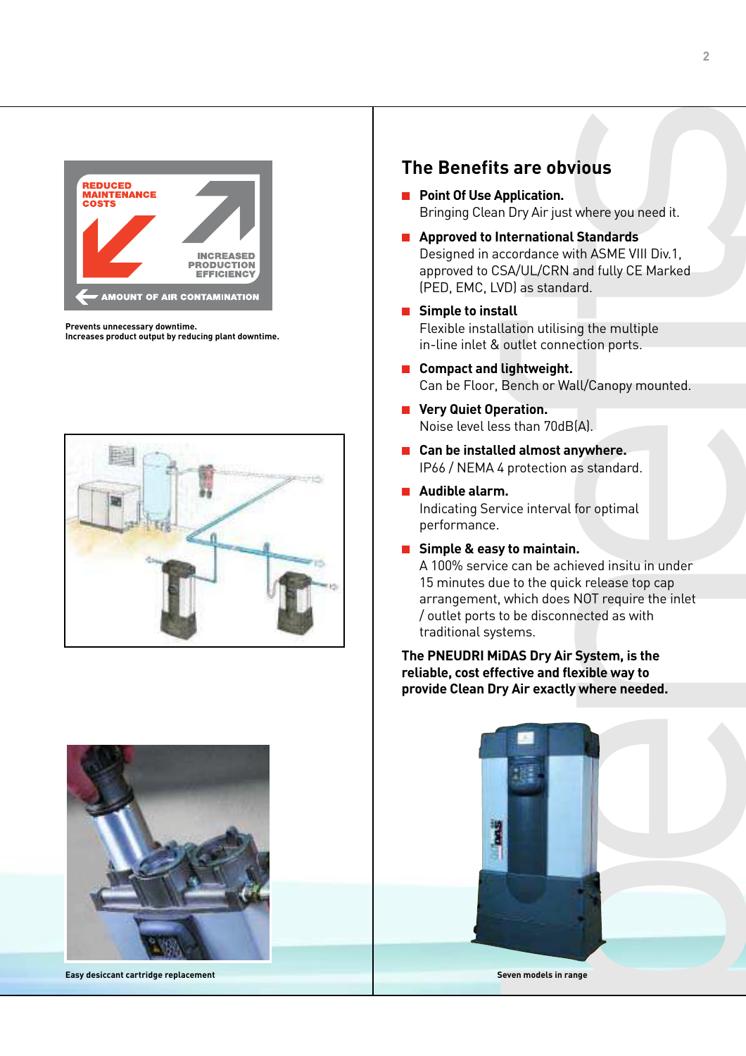REDUCED MAINTENANCE COSTS

INCREASED PRODUCTION EFFICIENCY

AMOUNT OF AIR CONTAMINATION

Prevents unnecessary downtime.
Increases product output by reducing plant downtime.

Easy desiccant cartridge replacement

## The Benefits are obvious

- **Point Of Use Application.**
  Bringing Clean Dry Air just where you need it.
- **Approved to International Standards**
  Designed in accordance with ASME VIII Div.1, approved to CSA/UL/CRN and fully CE Marked (PED, EMC, LVD) as standard.
- **Simple to install**
  Flexible installation utilising the multiple in-line inlet & outlet connection ports.
- **Compact and lightweight.**
  Can be Floor, Bench or Wall/Canopy mounted.
- **Very Quiet Operation.**
  Noise level less than 70dB(A).
- **Can be installed almost anywhere.**
  IP66 / NEMA 4 protection as standard.
- **Audible alarm.**
  Indicating Service interval for optimal performance.
- **Simple & easy to maintain.**
  A 100% service can be achieved insitu in under 15 minutes due to the quick release top cap arrangement, which does NOT require the inlet / outlet ports to be disconnected as with traditional systems.

**The PNEUDRI MiDAS Dry Air System, is the reliable, cost effective and flexible way to provide Clean Dry Air exactly where needed.**

Seven models in range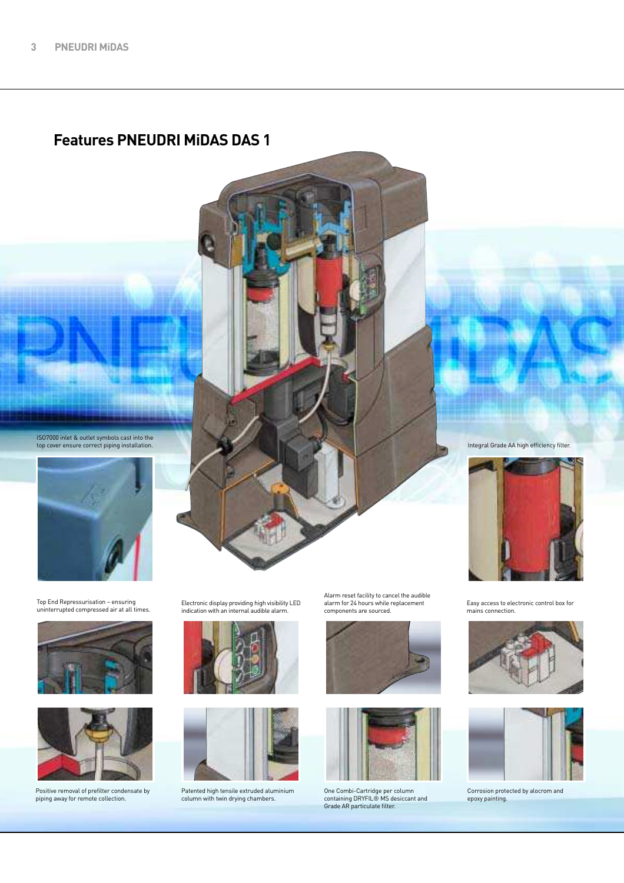## Features PNEUDRI MiDAS DAS 1

ISO7000 inlet & outlet symbols cast into the top cover ensure correct piping installation.

Integral Grade AA high efficiency filter.

Top End Repressurisation – ensuring uninterrupted compressed air at all times.

Electronic display providing high visibility LED indication with an internal audible alarm.

Alarm reset facility to cancel the audible alarm for 24 hours while replacement components are sourced.

Easy access to electronic control box for mains connection.

Positive removal of prefilter condensate by piping away for remote collection.

Patented high tensile extruded aluminium column with twin drying chambers.

One Combi-Cartridge per column containing DRYFIL® MS desiccant and Grade AR particulate filter.

Corrosion protected by alocrom and epoxy painting.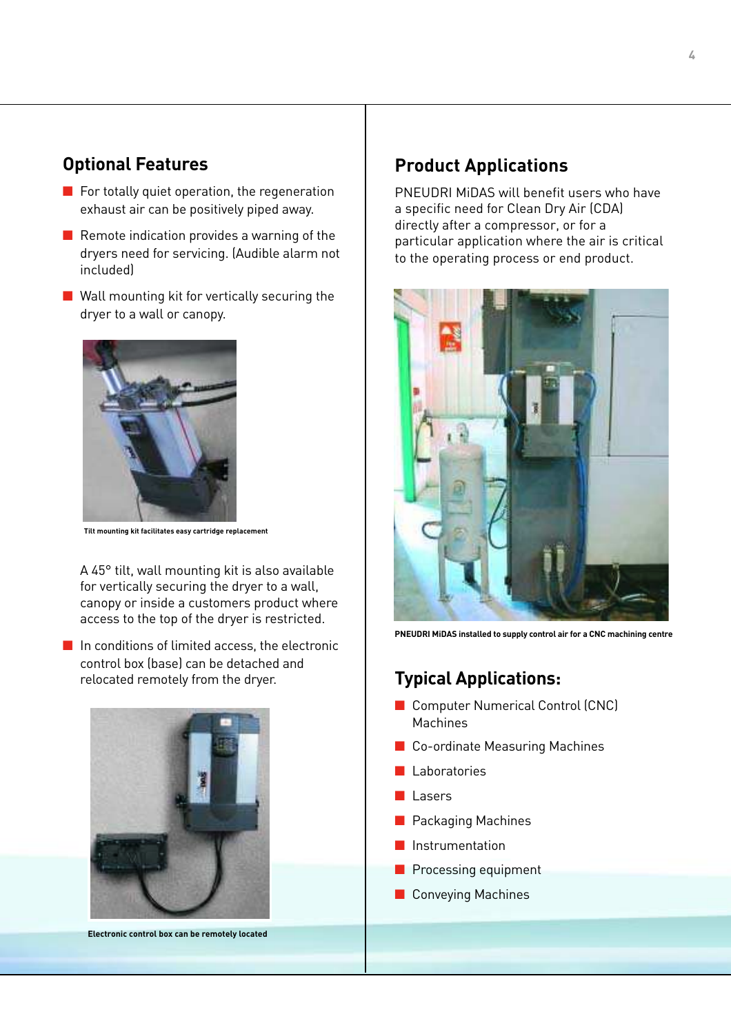## Optional Features

- For totally quiet operation, the regeneration exhaust air can be positively piped away.
- Remote indication provides a warning of the dryers need for servicing. (Audible alarm not included)
- Wall mounting kit for vertically securing the dryer to a wall or canopy.

Tilt mounting kit facilitates easy cartridge replacement

A 45° tilt, wall mounting kit is also available for vertically securing the dryer to a wall, canopy or inside a customers product where access to the top of the dryer is restricted.

- In conditions of limited access, the electronic control box (base) can be detached and relocated remotely from the dryer.

Electronic control box can be remotely located

## Product Applications

PNEUDRI MiDAS will benefit users who have a specific need for Clean Dry Air (CDA) directly after a compressor, or for a particular application where the air is critical to the operating process or end product.

PNEUDRI MiDAS installed to supply control air for a CNC machining centre

## Typical Applications:

- Computer Numerical Control (CNC) Machines
- Co-ordinate Measuring Machines
- Laboratories
- Lasers
- Packaging Machines
- Instrumentation
- Processing equipment
- Conveying Machines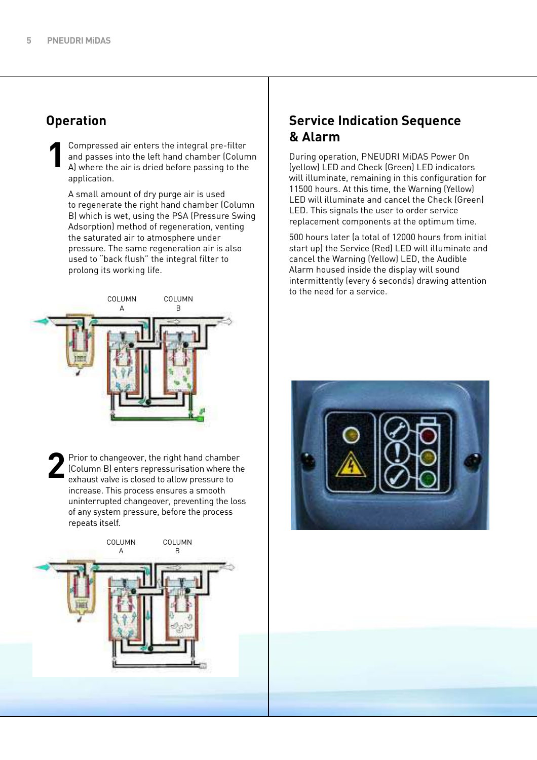## Operation

**1** Compressed air enters the integral pre-filter and passes into the left hand chamber (Column A) where the air is dried before passing to the application.

A small amount of dry purge air is used to regenerate the right hand chamber (Column B) which is wet, using the PSA (Pressure Swing Adsorption) method of regeneration, venting the saturated air to atmosphere under pressure. The same regeneration air is also used to "back flush" the integral filter to prolong its working life.

COLUMN A COLUMN B

**2** Prior to changeover, the right hand chamber (Column B) enters repressurisation where the exhaust valve is closed to allow pressure to increase. This process ensures a smooth uninterrupted changeover, preventing the loss of any system pressure, before the process repeats itself.

COLUMN A COLUMN B

## Service Indication Sequence & Alarm

During operation, PNEUDRI MiDAS Power On (yellow) LED and Check (Green) LED indicators will illuminate, remaining in this configuration for 11500 hours. At this time, the Warning (Yellow) LED will illuminate and cancel the Check (Green) LED. This signals the user to order service replacement components at the optimum time.

500 hours later (a total of 12000 hours from initial start up) the Service (Red) LED will illuminate and cancel the Warning (Yellow) LED, the Audible Alarm housed inside the display will sound intermittently (every 6 seconds) drawing attention to the need for a service.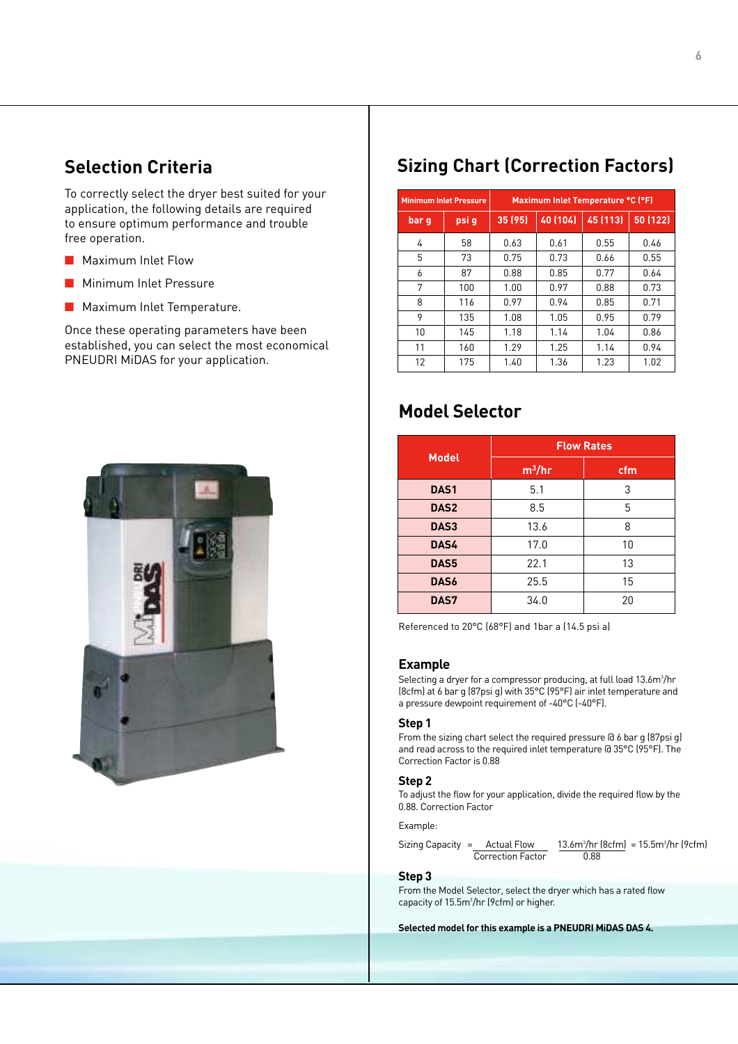## Selection Criteria

To correctly select the dryer best suited for your application, the following details are required to ensure optimum performance and trouble free operation.

- Maximum Inlet Flow
- Minimum Inlet Pressure
- Maximum Inlet Temperature.

Once these operating parameters have been established, you can select the most economical PNEUDRI MiDAS for your application.

## Sizing Chart (Correction Factors)

| Minimum Inlet Pressure | | Maximum Inlet Temperature °C (°F) | | | |
|---|---|---|---|---|---|
| bar g | psi g | 35 (95) | 40 (104) | 45 (113) | 50 (122) |
| 4 | 58 | 0.63 | 0.61 | 0.55 | 0.46 |
| 5 | 73 | 0.75 | 0.73 | 0.66 | 0.55 |
| 6 | 87 | 0.88 | 0.85 | 0.77 | 0.64 |
| 7 | 100 | 1.00 | 0.97 | 0.88 | 0.73 |
| 8 | 116 | 0.97 | 0.94 | 0.85 | 0.71 |
| 9 | 135 | 1.08 | 1.05 | 0.95 | 0.79 |
| 10 | 145 | 1.18 | 1.14 | 1.04 | 0.86 |
| 11 | 160 | 1.29 | 1.25 | 1.14 | 0.94 |
| 12 | 175 | 1.40 | 1.36 | 1.23 | 1.02 |

## Model Selector

| Model | Flow Rates | |
|---|---|---|
| | $m^3$/hr | cfm |
| DAS1 | 5.1 | 3 |
| DAS2 | 8.5 | 5 |
| DAS3 | 13.6 | 8 |
| DAS4 | 17.0 | 10 |
| DAS5 | 22.1 | 13 |
| DAS6 | 25.5 | 15 |
| DAS7 | 34.0 | 20 |

Referenced to 20°C (68°F) and 1bar a (14.5 psi a)

### Example

Selecting a dryer for a compressor producing, at full load 13.6m³/hr (8cfm) at 6 bar g (87psi g) with 35°C (95°F) air inlet temperature and a pressure dewpoint requirement of -40°C (-40°F).

### Step 1

From the sizing chart select the required pressure @ 6 bar g (87psi g) and read across to the required inlet temperature @ 35°C (95°F). The Correction Factor is 0.88

### Step 2

To adjust the flow for your application, divide the required flow by the 0.88. Correction Factor

Example:

$$\text{Sizing Capacity} = \frac{\text{Actual Flow}}{\text{Correction Factor}} \quad \frac{13.6\text{m}^3\text{/hr (8cfm)}}{0.88} = 15.5\text{m}^3\text{/hr (9cfm)}$$

### Step 3

From the Model Selector, select the dryer which has a rated flow capacity of 15.5m³/hr (9cfm) or higher.

**Selected model for this example is a PNEUDRI MiDAS DAS 4.**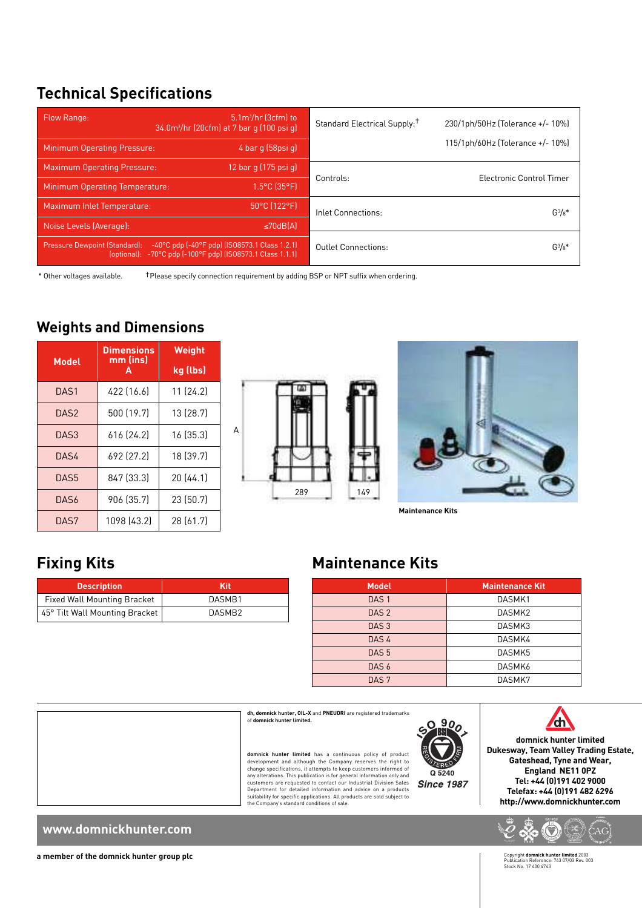## Technical Specifications

| | |
|---|---|
| Flow Range: | 5.1m³/hr (3cfm) to 34.0m³/hr (20cfm) at 7 bar g (100 psi g) |
| Minimum Operating Pressure: | 4 bar g (58psi g) |
| Maximum Operating Pressure: | 12 bar g (175 psi g) |
| Minimum Operating Temperature: | 1.5°C (35°F) |
| Maximum Inlet Temperature: | 50°C (122°F) |
| Noise Levels (Average): | ≤70dB(A) |
| Pressure Dewpoint (Standard): | -40°C pdp (-40°F pdp) (ISO8573.1 Class 1.2.1) |
| (optional): | -70°C pdp (-100°F pdp) (ISO8573.1 Class 1.1.1) |

| | |
|---|---|
| Standard Electrical Supply:† | 230/1ph/50Hz (Tolerance +/- 10%) 115/1ph/60Hz (Tolerance +/- 10%) |
| Controls: | Electronic Control Timer |
| Inlet Connections: | G³/₈* |
| Outlet Connections: | G³/₈* |

\* Other voltages available. †Please specify connection requirement by adding BSP or NPT suffix when ordering.

## Weights and Dimensions

| Model | Dimensions mm (ins) A | Weight kg (lbs) |
|---|---|---|
| DAS1 | 422 (16.6) | 11 (24.2) |
| DAS2 | 500 (19.7) | 13 (28.7) |
| DAS3 | 616 (24.2) | 16 (35.3) |
| DAS4 | 692 (27.2) | 18 (39.7) |
| DAS5 | 847 (33.3) | 20 (44.1) |
| DAS6 | 906 (35.7) | 23 (50.7) |
| DAS7 | 1098 (43.2) | 28 (61.7) |

A

289

149

Maintenance Kits

## Fixing Kits

| Description | Kit |
|---|---|
| Fixed Wall Mounting Bracket | DASMB1 |
| 45° Tilt Wall Mounting Bracket | DASMB2 |

## Maintenance Kits

| Model | Maintenance Kit |
|---|---|
| DAS 1 | DASMK1 |
| DAS 2 | DASMK2 |
| DAS 3 | DASMK3 |
| DAS 4 | DASMK4 |
| DAS 5 | DASMK5 |
| DAS 6 | DASMK6 |
| DAS 7 | DASMK7 |

**dh, domnick hunter, OIL-X** and **PNEUDRI** are registered trademarks of **domnick hunter limited.**

**domnick hunter limited** has a continuous policy of product development and although the Company reserves the right to change specifications, it attempts to keep customers informed of any alterations. This publication is for general information only and customers are requested to contact our Industrial Division Sales Department for detailed information and advice on a products suitability for specific applications. All products are sold subject to the Company's standard conditions of sale.

ISO 9001 REGISTERED FIRM Q 5240 *Since 1987*

**domnick hunter limited**
**Dukesway, Team Valley Trading Estate,**
**Gateshead, Tyne and Wear,**
**England NE11 0PZ**
**Tel: +44 (0)191 402 9000**
**Telefax: +44 (0)191 482 6296**
**http://www.domnickhunter.com**

**www.domnickhunter.com**

**a member of the domnick hunter group plc**

Copyright **domnick hunter limited** 2003
Publication Reference: 743 07/03 Rev. 003
Stock No. 17 400 4743